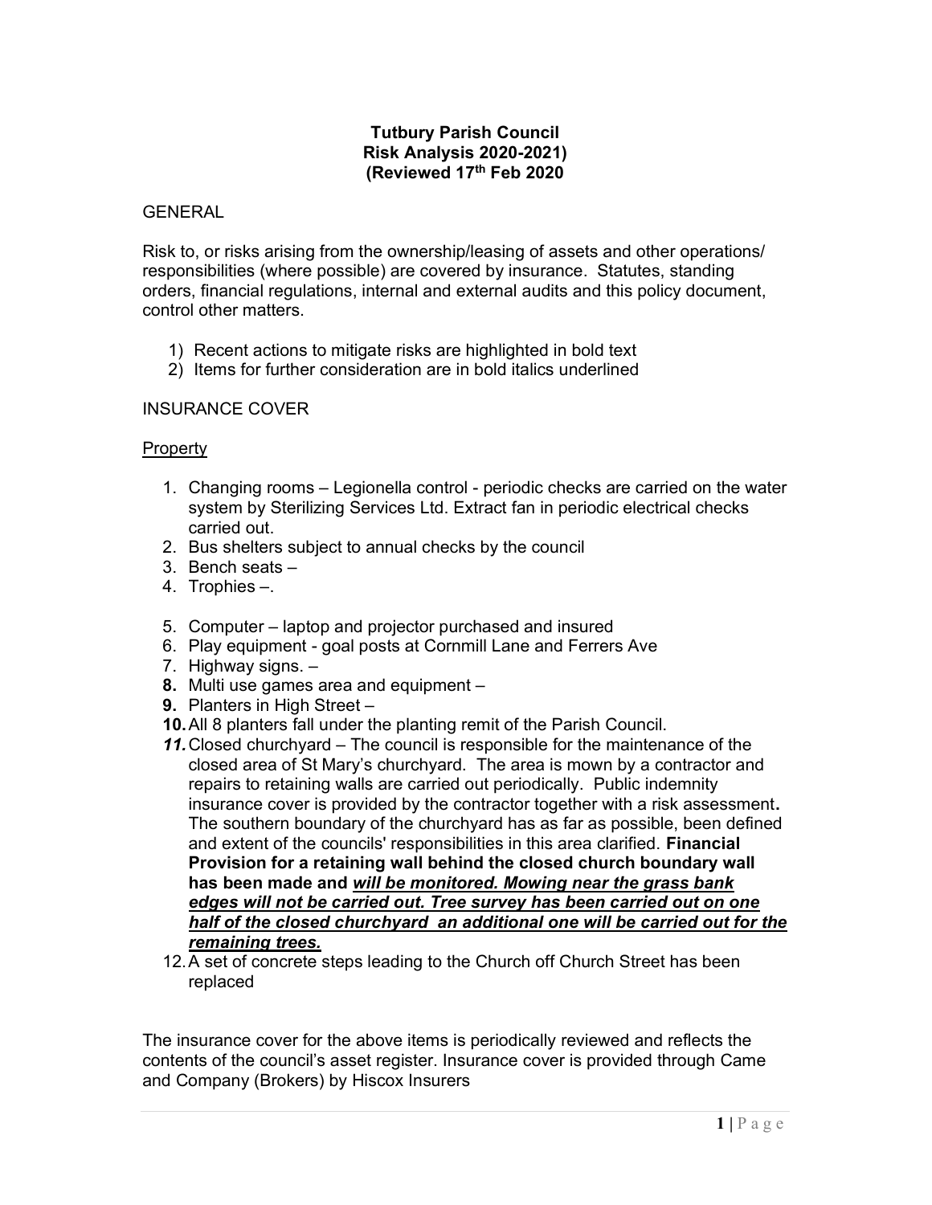**Tutbury Parish Council**
**Risk Analysis 2020-2021)**
**(Reviewed 17th Feb 2020**

GENERAL

Risk to, or risks arising from the ownership/leasing of assets and other operations/ responsibilities (where possible) are covered by insurance. Statutes, standing orders, financial regulations, internal and external audits and this policy document, control other matters.

1) Recent actions to mitigate risks are highlighted in bold text
2) Items for further consideration are in bold italics underlined

INSURANCE COVER

Property

1. Changing rooms – Legionella control - periodic checks are carried on the water system by Sterilizing Services Ltd. Extract fan in periodic electrical checks carried out.
2. Bus shelters subject to annual checks by the council
3. Bench seats –
4. Trophies –.
5. Computer – laptop and projector purchased and insured
6. Play equipment - goal posts at Cornmill Lane and Ferrers Ave
7. Highway signs. –
8. Multi use games area and equipment –
9. Planters in High Street –
10. All 8 planters fall under the planting remit of the Parish Council.
11. Closed churchyard – The council is responsible for the maintenance of the closed area of St Mary's churchyard. The area is mown by a contractor and repairs to retaining walls are carried out periodically. Public indemnity insurance cover is provided by the contractor together with a risk assessment**.** The southern boundary of the churchyard has as far as possible, been defined and extent of the councils' responsibilities in this area clarified. **Financial Provision for a retaining wall behind the closed church boundary wall has been made and *<u>will be monitored. Mowing near the grass bank edges will not be carried out. Tree survey has been carried out on one half of the closed churchyard an additional one will be carried out for the remaining trees.</u>***
12. A set of concrete steps leading to the Church off Church Street has been replaced

The insurance cover for the above items is periodically reviewed and reflects the contents of the council's asset register. Insurance cover is provided through Came and Company (Brokers) by Hiscox Insurers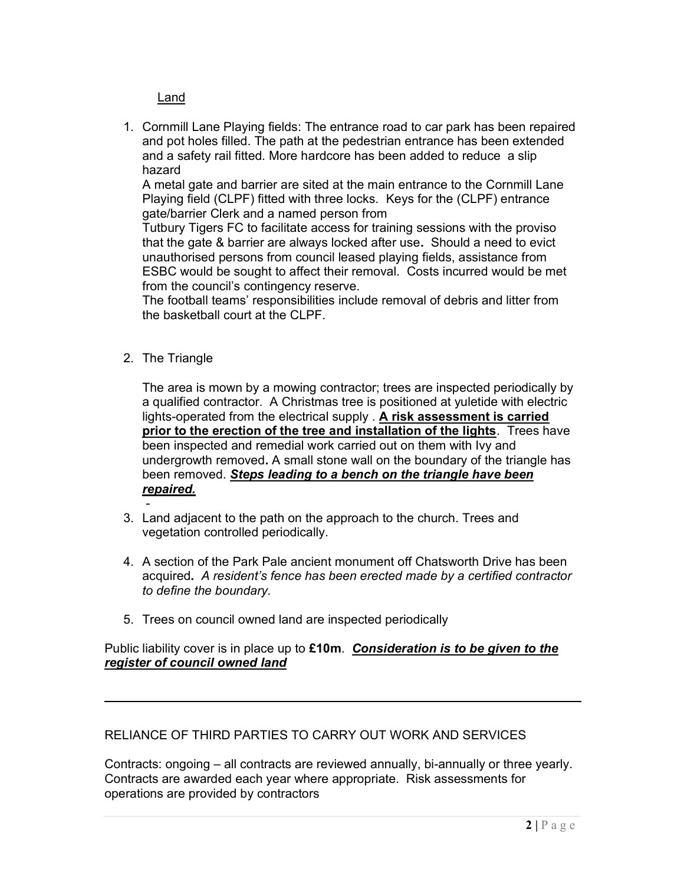<u>Land</u>

1. Cornmill Lane Playing fields: The entrance road to car park has been repaired and pot holes filled. The path at the pedestrian entrance has been extended and a safety rail fitted. More hardcore has been added to reduce a slip hazard
   A metal gate and barrier are sited at the main entrance to the Cornmill Lane Playing field (CLPF) fitted with three locks. Keys for the (CLPF) entrance gate/barrier Clerk and a named person from
   Tutbury Tigers FC to facilitate access for training sessions with the proviso that the gate & barrier are always locked after use**.** Should a need to evict unauthorised persons from council leased playing fields, assistance from ESBC would be sought to affect their removal. Costs incurred would be met from the council's contingency reserve.
   The football teams' responsibilities include removal of debris and litter from the basketball court at the CLPF.

2. The Triangle

   The area is mown by a mowing contractor; trees are inspected periodically by a qualified contractor. A Christmas tree is positioned at yuletide with electric lights-operated from the electrical supply . **<u>A risk assessment is carried prior to the erection of the tree and installation of the lights</u>**. Trees have been inspected and remedial work carried out on them with Ivy and undergrowth removed**.** A small stone wall on the boundary of the triangle has been removed. ***<u>Steps leading to a bench on the triangle have been repaired.</u>***
   -
3. Land adjacent to the path on the approach to the church. Trees and vegetation controlled periodically.

4. A section of the Park Pale ancient monument off Chatsworth Drive has been acquired**.** *A resident's fence has been erected made by a certified contractor to define the boundary.*

5. Trees on council owned land are inspected periodically

Public liability cover is in place up to **£10m**. ***<u>Consideration is to be given to the register of council owned land</u>***

---

RELIANCE OF THIRD PARTIES TO CARRY OUT WORK AND SERVICES

Contracts: ongoing – all contracts are reviewed annually, bi-annually or three yearly. Contracts are awarded each year where appropriate. Risk assessments for operations are provided by contractors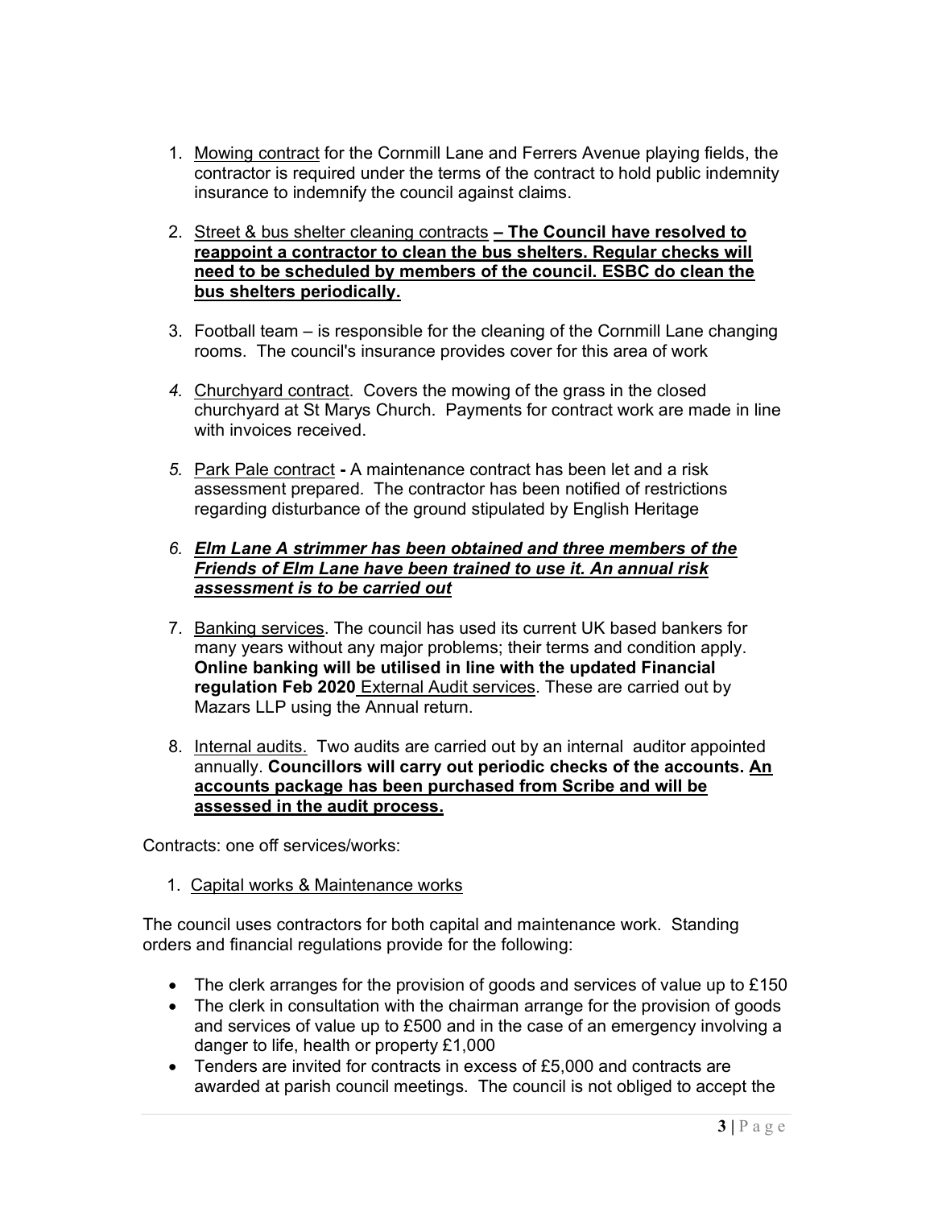1. Mowing contract for the Cornmill Lane and Ferrers Avenue playing fields, the contractor is required under the terms of the contract to hold public indemnity insurance to indemnify the council against claims.

2. Street & bus shelter cleaning contracts **– The Council have resolved to reappoint a contractor to clean the bus shelters. Regular checks will need to be scheduled by members of the council. ESBC do clean the bus shelters periodically.**

3. Football team – is responsible for the cleaning of the Cornmill Lane changing rooms. The council's insurance provides cover for this area of work

4. Churchyard contract. Covers the mowing of the grass in the closed churchyard at St Marys Church. Payments for contract work are made in line with invoices received.

5. Park Pale contract **-** A maintenance contract has been let and a risk assessment prepared. The contractor has been notified of restrictions regarding disturbance of the ground stipulated by English Heritage

6. ***Elm Lane A strimmer has been obtained and three members of the Friends of Elm Lane have been trained to use it. An annual risk assessment is to be carried out***

7. Banking services. The council has used its current UK based bankers for many years without any major problems; their terms and condition apply. **Online banking will be utilised in line with the updated Financial regulation Feb 2020** External Audit services. These are carried out by Mazars LLP using the Annual return.

8. Internal audits. Two audits are carried out by an internal auditor appointed annually. **Councillors will carry out periodic checks of the accounts. An accounts package has been purchased from Scribe and will be assessed in the audit process.**

Contracts: one off services/works:

1. Capital works & Maintenance works

The council uses contractors for both capital and maintenance work. Standing orders and financial regulations provide for the following:

- The clerk arranges for the provision of goods and services of value up to £150
- The clerk in consultation with the chairman arrange for the provision of goods and services of value up to £500 and in the case of an emergency involving a danger to life, health or property £1,000
- Tenders are invited for contracts in excess of £5,000 and contracts are awarded at parish council meetings. The council is not obliged to accept the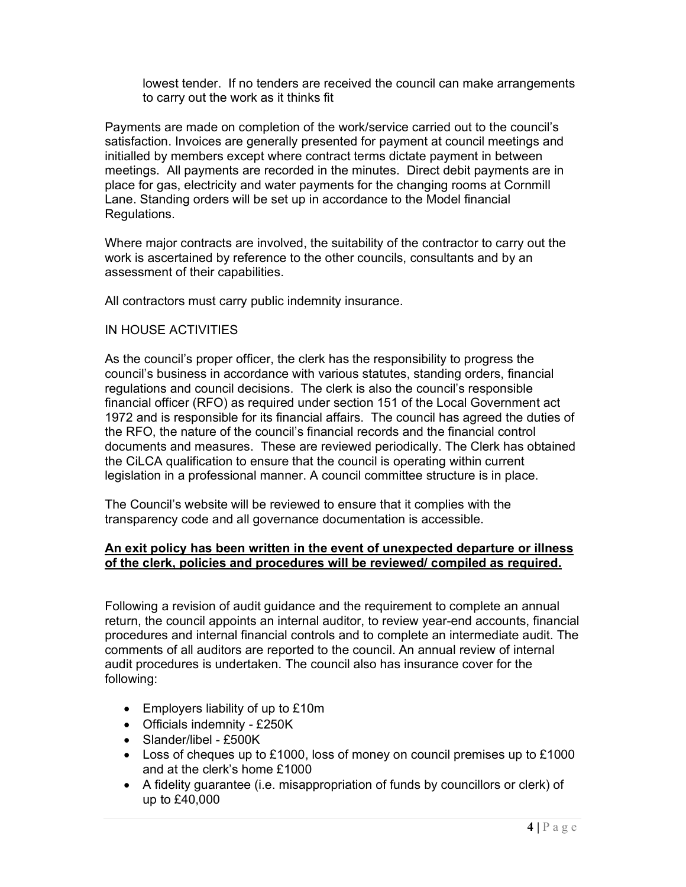lowest tender. If no tenders are received the council can make arrangements to carry out the work as it thinks fit

Payments are made on completion of the work/service carried out to the council's satisfaction. Invoices are generally presented for payment at council meetings and initialled by members except where contract terms dictate payment in between meetings. All payments are recorded in the minutes. Direct debit payments are in place for gas, electricity and water payments for the changing rooms at Cornmill Lane. Standing orders will be set up in accordance to the Model financial Regulations.

Where major contracts are involved, the suitability of the contractor to carry out the work is ascertained by reference to the other councils, consultants and by an assessment of their capabilities.

All contractors must carry public indemnity insurance.

IN HOUSE ACTIVITIES

As the council's proper officer, the clerk has the responsibility to progress the council's business in accordance with various statutes, standing orders, financial regulations and council decisions. The clerk is also the council's responsible financial officer (RFO) as required under section 151 of the Local Government act 1972 and is responsible for its financial affairs. The council has agreed the duties of the RFO, the nature of the council's financial records and the financial control documents and measures. These are reviewed periodically. The Clerk has obtained the CiLCA qualification to ensure that the council is operating within current legislation in a professional manner. A council committee structure is in place.

The Council's website will be reviewed to ensure that it complies with the transparency code and all governance documentation is accessible.

**An exit policy has been written in the event of unexpected departure or illness of the clerk, policies and procedures will be reviewed/ compiled as required.**

Following a revision of audit guidance and the requirement to complete an annual return, the council appoints an internal auditor, to review year-end accounts, financial procedures and internal financial controls and to complete an intermediate audit. The comments of all auditors are reported to the council. An annual review of internal audit procedures is undertaken. The council also has insurance cover for the following:

- Employers liability of up to £10m
- Officials indemnity - £250K
- Slander/libel - £500K
- Loss of cheques up to £1000, loss of money on council premises up to £1000 and at the clerk's home £1000
- A fidelity guarantee (i.e. misappropriation of funds by councillors or clerk) of up to £40,000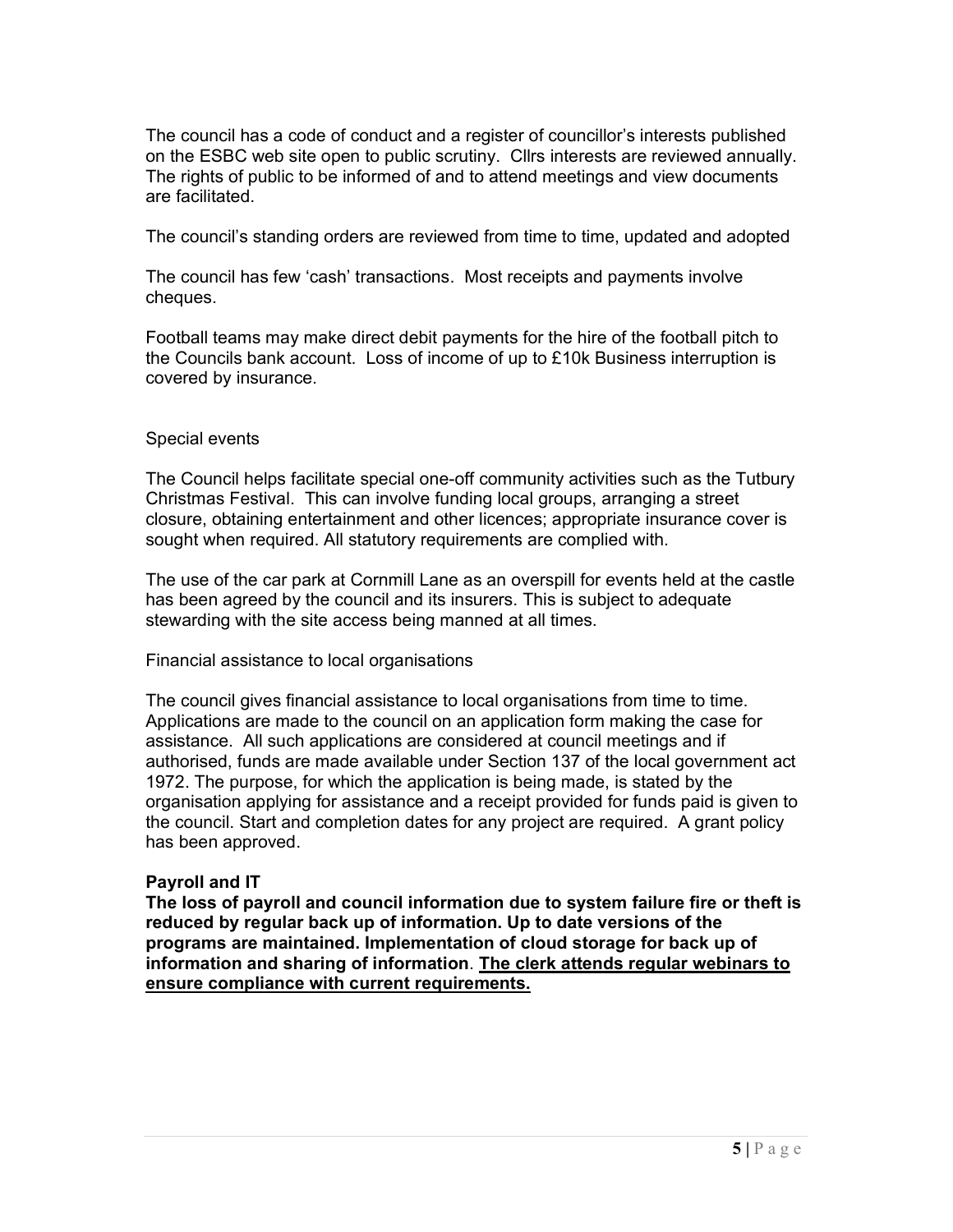The council has a code of conduct and a register of councillor's interests published on the ESBC web site open to public scrutiny. Cllrs interests are reviewed annually. The rights of public to be informed of and to attend meetings and view documents are facilitated.

The council's standing orders are reviewed from time to time, updated and adopted

The council has few 'cash' transactions. Most receipts and payments involve cheques.

Football teams may make direct debit payments for the hire of the football pitch to the Councils bank account. Loss of income of up to £10k Business interruption is covered by insurance.

Special events

The Council helps facilitate special one-off community activities such as the Tutbury Christmas Festival. This can involve funding local groups, arranging a street closure, obtaining entertainment and other licences; appropriate insurance cover is sought when required. All statutory requirements are complied with.

The use of the car park at Cornmill Lane as an overspill for events held at the castle has been agreed by the council and its insurers. This is subject to adequate stewarding with the site access being manned at all times.

Financial assistance to local organisations

The council gives financial assistance to local organisations from time to time. Applications are made to the council on an application form making the case for assistance. All such applications are considered at council meetings and if authorised, funds are made available under Section 137 of the local government act 1972. The purpose, for which the application is being made, is stated by the organisation applying for assistance and a receipt provided for funds paid is given to the council. Start and completion dates for any project are required. A grant policy has been approved.

**Payroll and IT**

**The loss of payroll and council information due to system failure fire or theft is reduced by regular back up of information. Up to date versions of the programs are maintained. Implementation of cloud storage for back up of information and sharing of information. <u>The clerk attends regular webinars to ensure compliance with current requirements.</u>**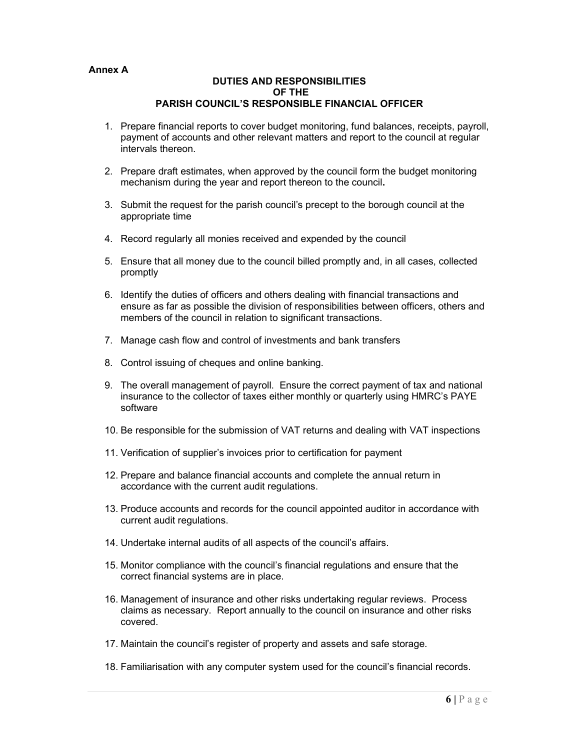**Annex A**

**DUTIES AND RESPONSIBILITIES OF THE PARISH COUNCIL'S RESPONSIBLE FINANCIAL OFFICER**

1. Prepare financial reports to cover budget monitoring, fund balances, receipts, payroll, payment of accounts and other relevant matters and report to the council at regular intervals thereon.
2. Prepare draft estimates, when approved by the council form the budget monitoring mechanism during the year and report thereon to the council.
3. Submit the request for the parish council's precept to the borough council at the appropriate time
4. Record regularly all monies received and expended by the council
5. Ensure that all money due to the council billed promptly and, in all cases, collected promptly
6. Identify the duties of officers and others dealing with financial transactions and ensure as far as possible the division of responsibilities between officers, others and members of the council in relation to significant transactions.
7. Manage cash flow and control of investments and bank transfers
8. Control issuing of cheques and online banking.
9. The overall management of payroll. Ensure the correct payment of tax and national insurance to the collector of taxes either monthly or quarterly using HMRC's PAYE software
10. Be responsible for the submission of VAT returns and dealing with VAT inspections
11. Verification of supplier's invoices prior to certification for payment
12. Prepare and balance financial accounts and complete the annual return in accordance with the current audit regulations.
13. Produce accounts and records for the council appointed auditor in accordance with current audit regulations.
14. Undertake internal audits of all aspects of the council's affairs.
15. Monitor compliance with the council's financial regulations and ensure that the correct financial systems are in place.
16. Management of insurance and other risks undertaking regular reviews. Process claims as necessary. Report annually to the council on insurance and other risks covered.
17. Maintain the council's register of property and assets and safe storage.
18. Familiarisation with any computer system used for the council's financial records.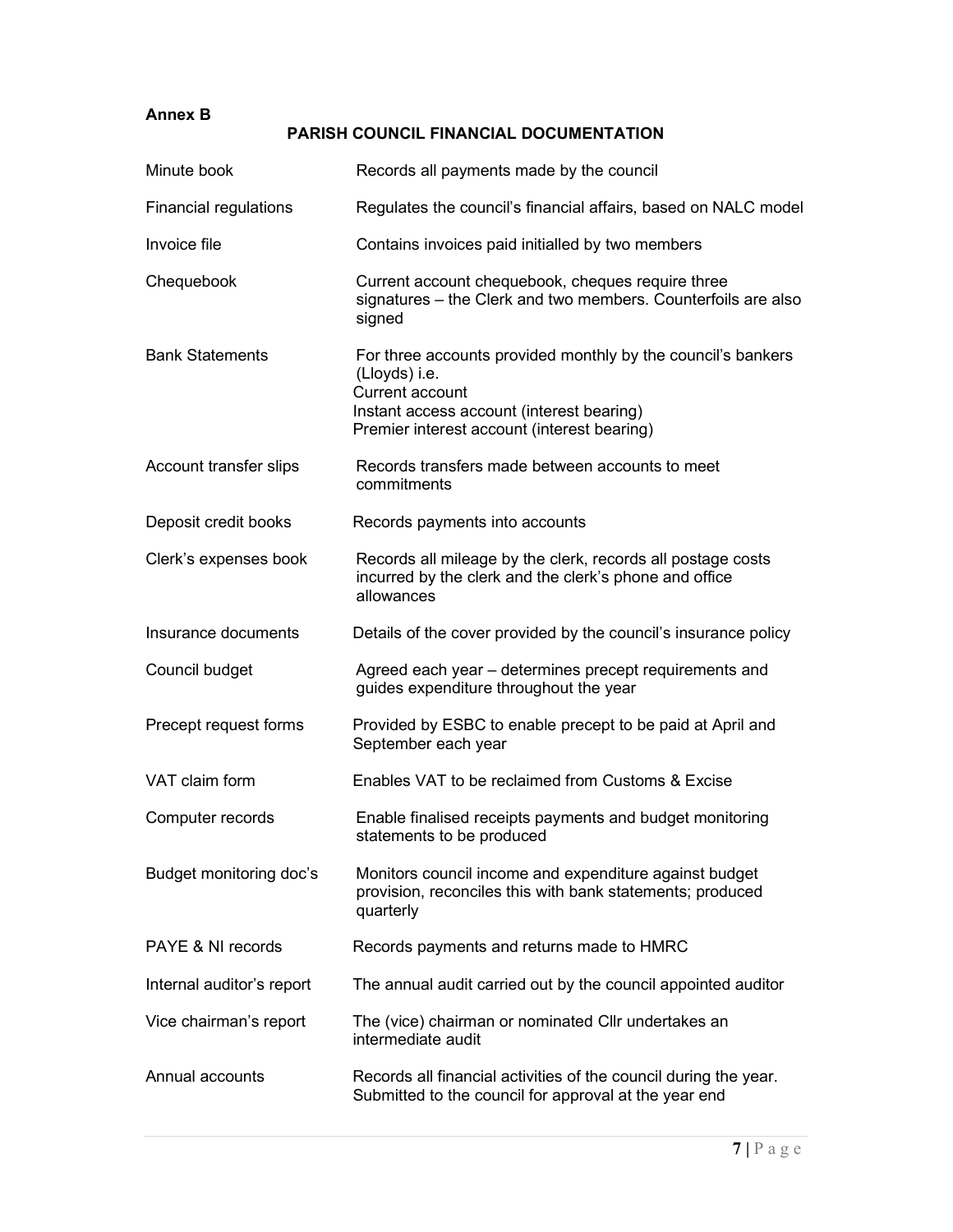**Annex B**

## PARISH COUNCIL FINANCIAL DOCUMENTATION

| | |
|---|---|
| Minute book | Records all payments made by the council |
| Financial regulations | Regulates the council's financial affairs, based on NALC model |
| Invoice file | Contains invoices paid initialled by two members |
| Chequebook | Current account chequebook, cheques require three signatures – the Clerk and two members. Counterfoils are also signed |
| Bank Statements | For three accounts provided monthly by the council's bankers (Lloyds) i.e.<br>Current account<br>Instant access account (interest bearing)<br>Premier interest account (interest bearing) |
| Account transfer slips | Records transfers made between accounts to meet commitments |
| Deposit credit books | Records payments into accounts |
| Clerk's expenses book | Records all mileage by the clerk, records all postage costs incurred by the clerk and the clerk's phone and office allowances |
| Insurance documents | Details of the cover provided by the council's insurance policy |
| Council budget | Agreed each year – determines precept requirements and guides expenditure throughout the year |
| Precept request forms | Provided by ESBC to enable precept to be paid at April and September each year |
| VAT claim form | Enables VAT to be reclaimed from Customs & Excise |
| Computer records | Enable finalised receipts payments and budget monitoring statements to be produced |
| Budget monitoring doc's | Monitors council income and expenditure against budget provision, reconciles this with bank statements; produced quarterly |
| PAYE & NI records | Records payments and returns made to HMRC |
| Internal auditor's report | The annual audit carried out by the council appointed auditor |
| Vice chairman's report | The (vice) chairman or nominated Cllr undertakes an intermediate audit |
| Annual accounts | Records all financial activities of the council during the year. Submitted to the council for approval at the year end |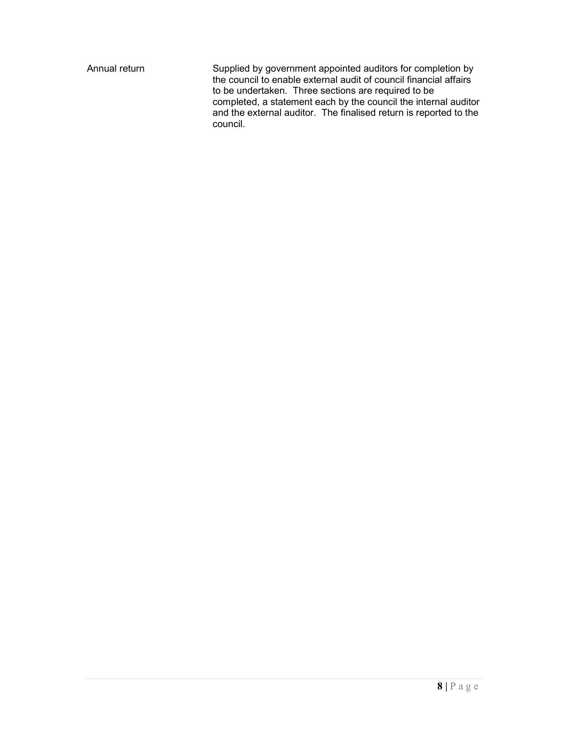| | |
|---|---|
| Annual return | Supplied by government appointed auditors for completion by the council to enable external audit of council financial affairs to be undertaken. Three sections are required to be completed, a statement each by the council the internal auditor and the external auditor. The finalised return is reported to the council. |